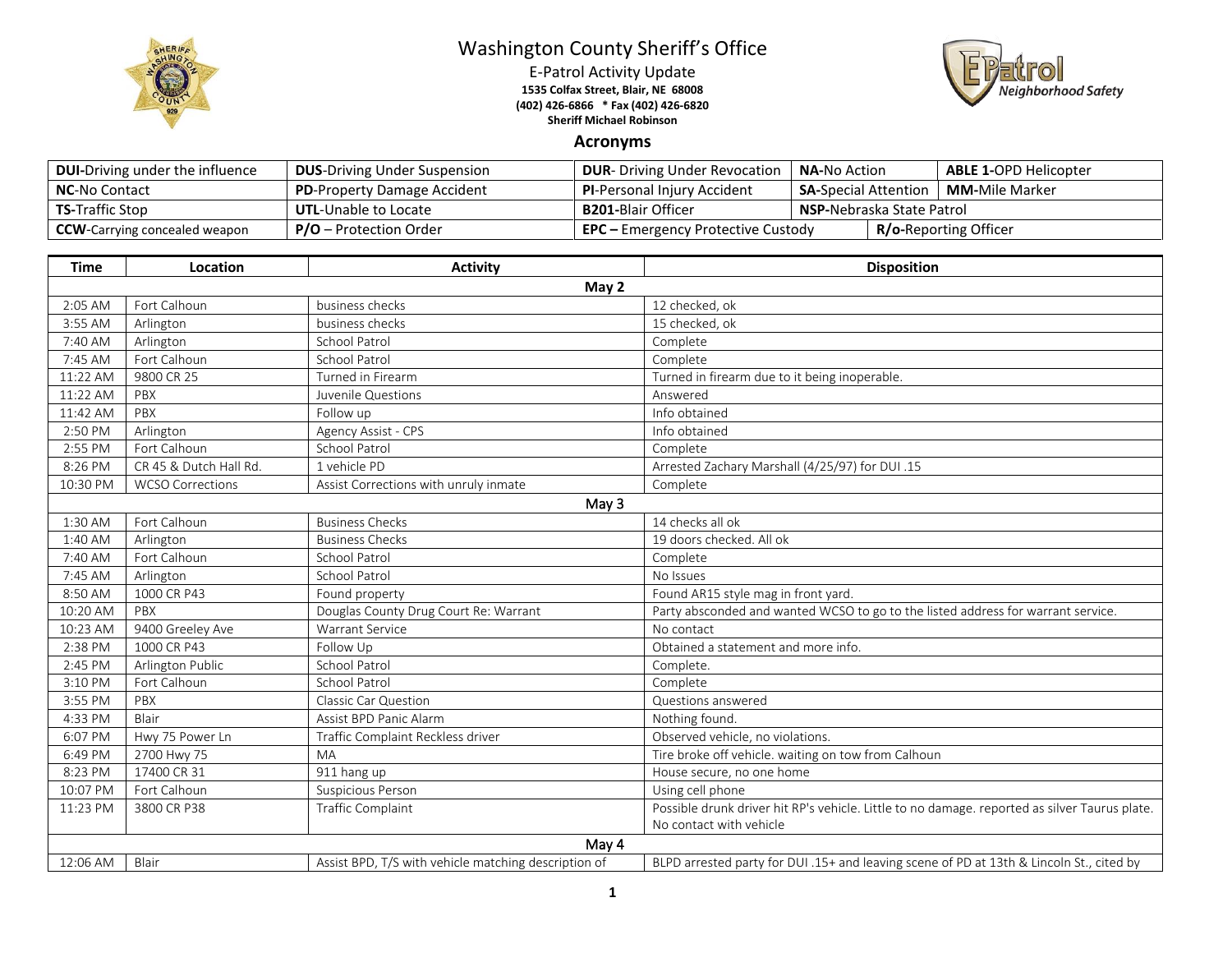# Washington County Sheriff's Office

E-Patrol Activity Update

**1535 Colfax Street, Blair, NE 68008**

**(402) 426-6866 * Fax (402) 426-6820**

**Sheriff Michael Robinson**

## Acronyms

| | | | | |
|---|---|---|---|---|
| **DUI**-Driving under the influence | **DUS**-Driving Under Suspension | **DUR**- Driving Under Revocation | **NA**-No Action | **ABLE 1**-OPD Helicopter |
| **NC**-No Contact | **PD**-Property Damage Accident | **PI**-Personal Injury Accident | **SA**-Special Attention | **MM**-Mile Marker |
| **TS**-Traffic Stop | **UTL**-Unable to Locate | **B201**-Blair Officer | **NSP**-Nebraska State Patrol | |
| **CCW**-Carrying concealed weapon | **P/O** – Protection Order | **EPC –** Emergency Protective Custody | **R/o**-Reporting Officer | |

| Time | Location | Activity | Disposition |
|---|---|---|---|
| **May 2** | | | |
| 2:05 AM | Fort Calhoun | business checks | 12 checked, ok |
| 3:55 AM | Arlington | business checks | 15 checked, ok |
| 7:40 AM | Arlington | School Patrol | Complete |
| 7:45 AM | Fort Calhoun | School Patrol | Complete |
| 11:22 AM | 9800 CR 25 | Turned in Firearm | Turned in firearm due to it being inoperable. |
| 11:22 AM | PBX | Juvenile Questions | Answered |
| 11:42 AM | PBX | Follow up | Info obtained |
| 2:50 PM | Arlington | Agency Assist - CPS | Info obtained |
| 2:55 PM | Fort Calhoun | School Patrol | Complete |
| 8:26 PM | CR 45 & Dutch Hall Rd. | 1 vehicle PD | Arrested Zachary Marshall (4/25/97) for DUI .15 |
| 10:30 PM | WCSO Corrections | Assist Corrections with unruly inmate | Complete |
| **May 3** | | | |
| 1:30 AM | Fort Calhoun | Business Checks | 14 checks all ok |
| 1:40 AM | Arlington | Business Checks | 19 doors checked. All ok |
| 7:40 AM | Fort Calhoun | School Patrol | Complete |
| 7:45 AM | Arlington | School Patrol | No Issues |
| 8:50 AM | 1000 CR P43 | Found property | Found AR15 style mag in front yard. |
| 10:20 AM | PBX | Douglas County Drug Court Re: Warrant | Party absconded and wanted WCSO to go to the listed address for warrant service. |
| 10:23 AM | 9400 Greeley Ave | Warrant Service | No contact |
| 2:38 PM | 1000 CR P43 | Follow Up | Obtained a statement and more info. |
| 2:45 PM | Arlington Public | School Patrol | Complete. |
| 3:10 PM | Fort Calhoun | School Patrol | Complete |
| 3:55 PM | PBX | Classic Car Question | Questions answered |
| 4:33 PM | Blair | Assist BPD Panic Alarm | Nothing found. |
| 6:07 PM | Hwy 75 Power Ln | Traffic Complaint Reckless driver | Observed vehicle, no violations. |
| 6:49 PM | 2700 Hwy 75 | MA | Tire broke off vehicle. waiting on tow from Calhoun |
| 8:23 PM | 17400 CR 31 | 911 hang up | House secure, no one home |
| 10:07 PM | Fort Calhoun | Suspicious Person | Using cell phone |
| 11:23 PM | 3800 CR P38 | Traffic Complaint | Possible drunk driver hit RP's vehicle. Little to no damage. reported as silver Taurus plate. No contact with vehicle |
| **May 4** | | | |
| 12:06 AM | Blair | Assist BPD, T/S with vehicle matching description of | BLPD arrested party for DUI .15+ and leaving scene of PD at 13th & Lincoln St., cited by |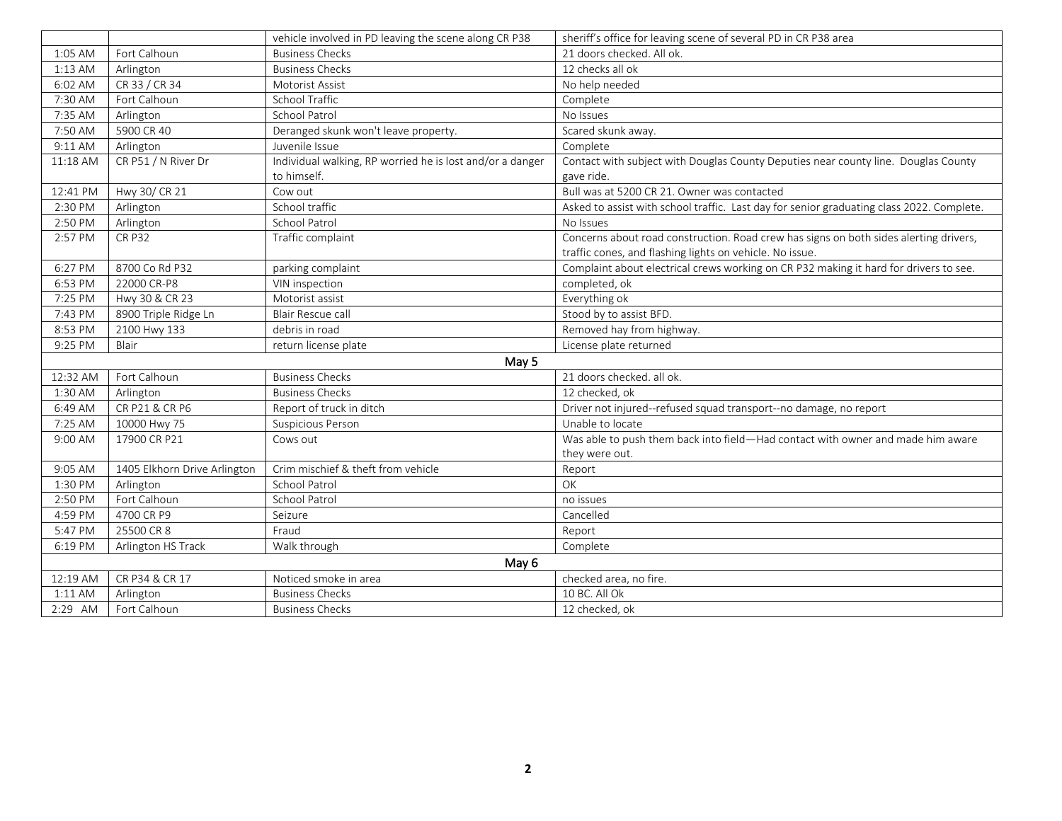| | | | |
|---|---|---|---|
| | | vehicle involved in PD leaving the scene along CR P38 | sheriff's office for leaving scene of several PD in CR P38 area |
| 1:05 AM | Fort Calhoun | Business Checks | 21 doors checked. All ok. |
| 1:13 AM | Arlington | Business Checks | 12 checks all ok |
| 6:02 AM | CR 33 / CR 34 | Motorist Assist | No help needed |
| 7:30 AM | Fort Calhoun | School Traffic | Complete |
| 7:35 AM | Arlington | School Patrol | No Issues |
| 7:50 AM | 5900 CR 40 | Deranged skunk won't leave property. | Scared skunk away. |
| 9:11 AM | Arlington | Juvenile Issue | Complete |
| 11:18 AM | CR P51 / N River Dr | Individual walking, RP worried he is lost and/or a danger to himself. | Contact with subject with Douglas County Deputies near county line. Douglas County gave ride. |
| 12:41 PM | Hwy 30/ CR 21 | Cow out | Bull was at 5200 CR 21. Owner was contacted |
| 2:30 PM | Arlington | School traffic | Asked to assist with school traffic. Last day for senior graduating class 2022. Complete. |
| 2:50 PM | Arlington | School Patrol | No Issues |
| 2:57 PM | CR P32 | Traffic complaint | Concerns about road construction. Road crew has signs on both sides alerting drivers, traffic cones, and flashing lights on vehicle. No issue. |
| 6:27 PM | 8700 Co Rd P32 | parking complaint | Complaint about electrical crews working on CR P32 making it hard for drivers to see. |
| 6:53 PM | 22000 CR-P8 | VIN inspection | completed, ok |
| 7:25 PM | Hwy 30 & CR 23 | Motorist assist | Everything ok |
| 7:43 PM | 8900 Triple Ridge Ln | Blair Rescue call | Stood by to assist BFD. |
| 8:53 PM | 2100 Hwy 133 | debris in road | Removed hay from highway. |
| 9:25 PM | Blair | return license plate | License plate returned |
| **May 5** | | | |
| 12:32 AM | Fort Calhoun | Business Checks | 21 doors checked. all ok. |
| 1:30 AM | Arlington | Business Checks | 12 checked, ok |
| 6:49 AM | CR P21 & CR P6 | Report of truck in ditch | Driver not injured--refused squad transport--no damage, no report |
| 7:25 AM | 10000 Hwy 75 | Suspicious Person | Unable to locate |
| 9:00 AM | 17900 CR P21 | Cows out | Was able to push them back into field—Had contact with owner and made him aware they were out. |
| 9:05 AM | 1405 Elkhorn Drive Arlington | Crim mischief & theft from vehicle | Report |
| 1:30 PM | Arlington | School Patrol | OK |
| 2:50 PM | Fort Calhoun | School Patrol | no issues |
| 4:59 PM | 4700 CR P9 | Seizure | Cancelled |
| 5:47 PM | 25500 CR 8 | Fraud | Report |
| 6:19 PM | Arlington HS Track | Walk through | Complete |
| **May 6** | | | |
| 12:19 AM | CR P34 & CR 17 | Noticed smoke in area | checked area, no fire. |
| 1:11 AM | Arlington | Business Checks | 10 BC. All Ok |
| 2:29 AM | Fort Calhoun | Business Checks | 12 checked, ok |